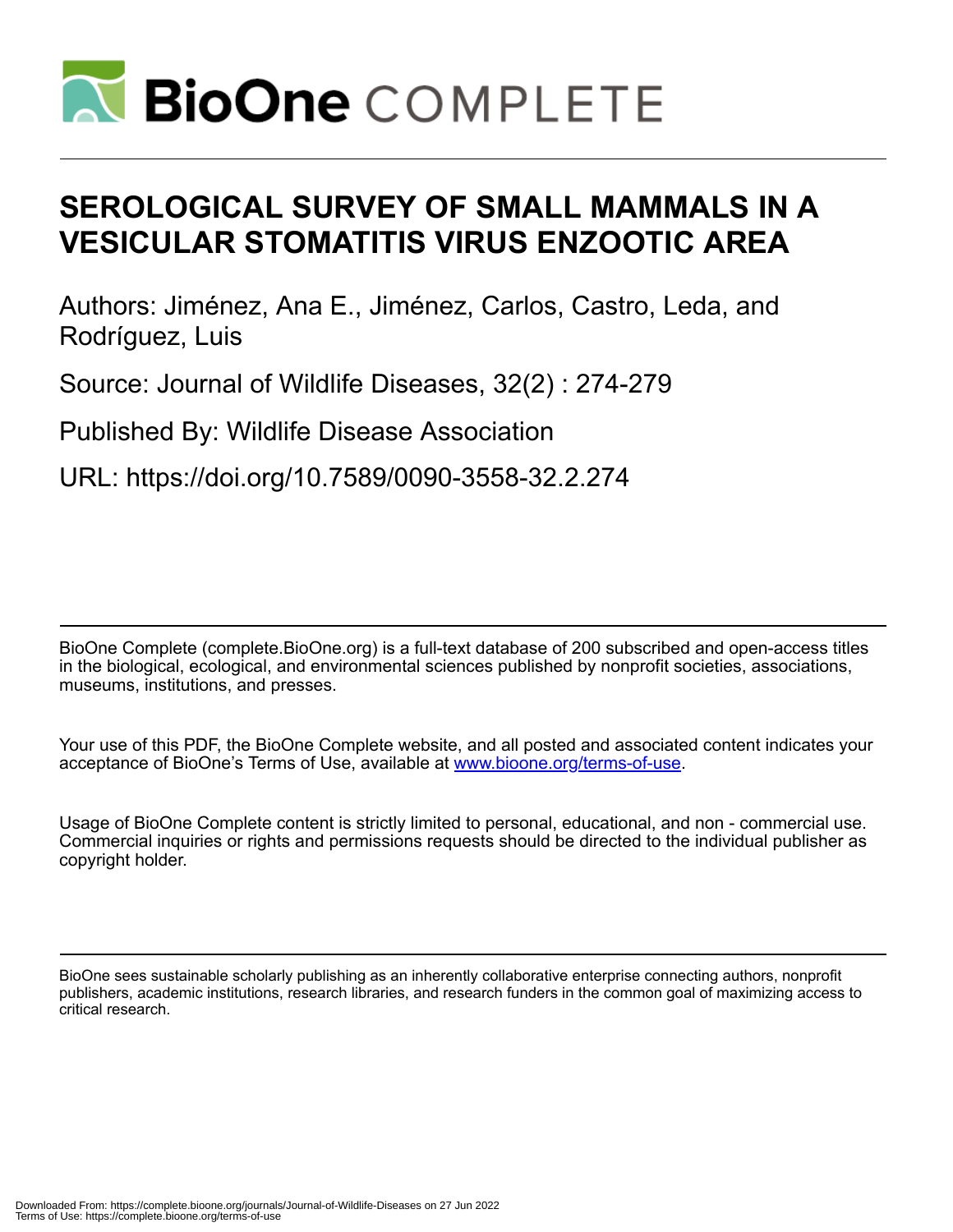# SEROLOGICAL SURVEY OF SMALL MAMMALS IN A VESICULAR STOMATITIS VIRUS ENZOOTIC AREA

Authors: Jiménez, Ana E., Jiménez, Carlos, Castro, Leda, and Rodríguez, Luis

Source: Journal of Wildlife Diseases, 32(2) : 274-279

Published By: Wildlife Disease Association

URL: https://doi.org/10.7589/0090-3558-32.2.274

BioOne Complete (complete.BioOne.org) is a full-text database of 200 subscribed and open-access titles in the biological, ecological, and environmental sciences published by nonprofit societies, associations, museums, institutions, and presses.

Your use of this PDF, the BioOne Complete website, and all posted and associated content indicates your acceptance of BioOne's Terms of Use, available at www.bioone.org/terms-of-use.

Usage of BioOne Complete content is strictly limited to personal, educational, and non - commercial use. Commercial inquiries or rights and permissions requests should be directed to the individual publisher as copyright holder.

BioOne sees sustainable scholarly publishing as an inherently collaborative enterprise connecting authors, nonprofit publishers, academic institutions, research libraries, and research funders in the common goal of maximizing access to critical research.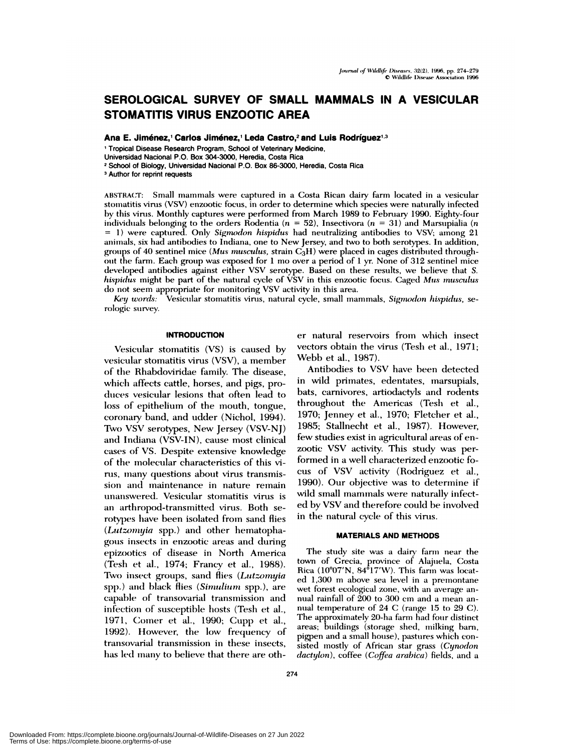# SEROLOGICAL SURVEY OF SMALL MAMMALS IN A VESICULAR STOMATITIS VIRUS ENZOOTIC AREA

**Ana E. Jiménez,[1] Carlos Jiménez,[1] Leda Castro,[2] and Luis Rodríguez[1,3]**

[1] Tropical Disease Research Program, School of Veterinary Medicine, Universidad Nacional P.O. Box 304-3000, Heredia, Costa Rica

[2] School of Biology, Universidad Nacional P.O. Box 86-3000, Heredia, Costa Rica

[3] Author for reprint requests

ABSTRACT: Small mammals were captured in a Costa Rican dairy farm located in a vesicular stomatitis virus (VSV) enzootic focus, in order to determine which species were naturally infected by this virus. Monthly captures were performed from March 1989 to February 1990. Eighty-four individuals belonging to the orders Rodentia ($n = 52$), Insectivora ($n = 31$) and Marsupialia ($n = 1$) were captured. Only *Sigmodon hispidus* had neutralizing antibodies to VSV; among 21 animals, six had antibodies to Indiana, one to New Jersey, and two to both serotypes. In addition, groups of 40 sentinel mice (*Mus musculus*, strain $C_3H$) were placed in cages distributed throughout the farm. Each group was exposed for 1 mo over a period of 1 yr. None of 312 sentinel mice developed antibodies against either VSV serotype. Based on these results, we believe that *S. hispidus* might be part of the natural cycle of VSV in this enzootic focus. Caged *Mus musculus* do not seem appropriate for monitoring VSV activity in this area.

*Key words:* Vesicular stomatitis virus, natural cycle, small mammals, *Sigmodon hispidus*, serologic survey.

## INTRODUCTION

Vesicular stomatitis (VS) is caused by vesicular stomatitis virus (VSV), a member of the Rhabdoviridae family. The disease, which affects cattle, horses, and pigs, produces vesicular lesions that often lead to loss of epithelium of the mouth, tongue, coronary band, and udder (Nichol, 1994). Two VSV serotypes, New Jersey (VSV-NJ) and Indiana (VSV-IN), cause most clinical cases of VS. Despite extensive knowledge of the molecular characteristics of this virus, many questions about virus transmission and maintenance in nature remain unanswered. Vesicular stomatitis virus is an arthropod-transmitted virus. Both serotypes have been isolated from sand flies (*Lutzomyia* spp.) and other hematophagous insects in enzootic areas and during epizootics of disease in North America (Tesh et al., 1974; Francy et al., 1988). Two insect groups, sand flies (*Lutzomyia* spp.) and black flies (*Simulium* spp.), are capable of transovarial transmission and infection of susceptible hosts (Tesh et al., 1971, Comer et al., 1990; Cupp et al., 1992). However, the low frequency of transovarial transmission in these insects, has led many to believe that there are other natural reservoirs from which insect vectors obtain the virus (Tesh et al., 1971; Webb et al., 1987).

Antibodies to VSV have been detected in wild primates, edentates, marsupials, bats, carnivores, artiodactyls and rodents throughout the Americas (Tesh et al., 1970; Jenney et al., 1970; Fletcher et al., 1985; Stallnecht et al., 1987). However, few studies exist in agricultural areas of enzootic VSV activity. This study was performed in a well characterized enzootic focus of VSV activity (Rodriguez et al., 1990). Our objective was to determine if wild small mammals were naturally infected by VSV and therefore could be involved in the natural cycle of this virus.

## MATERIALS AND METHODS

The study site was a dairy farm near the town of Grecia, province of Alajuela, Costa Rica (10°07′N, 84°17′W). This farm was located 1,300 m above sea level in a premontane wet forest ecological zone, with an average annual rainfall of 200 to 300 cm and a mean annual temperature of 24 C (range 15 to 29 C). The approximately 20-ha farm had four distinct areas; buildings (storage shed, milking barn, pigpen and a small house), pastures which consisted mostly of African star grass (*Cynodon dactylon*), coffee (*Coffea arabica*) fields, and a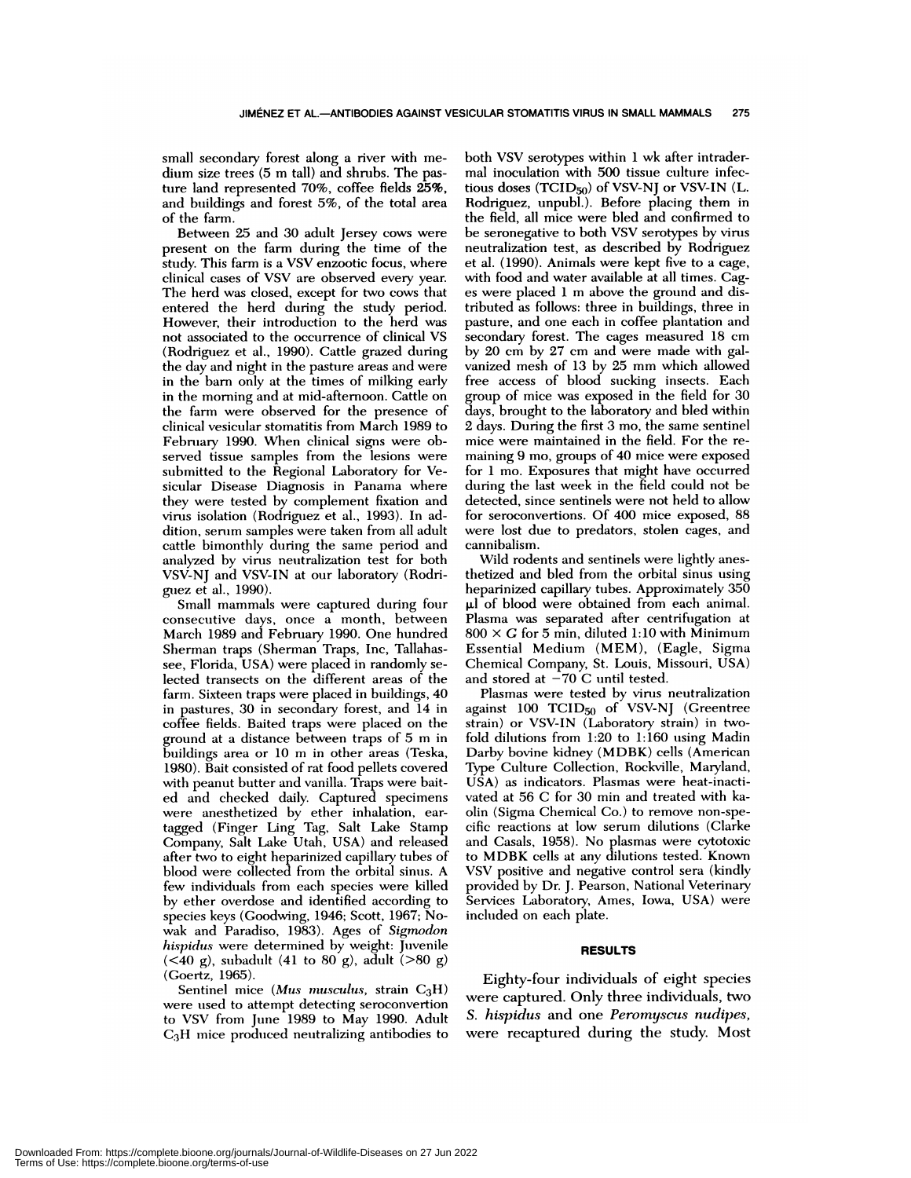small secondary forest along a river with medium size trees (5 m tall) and shrubs. The pasture land represented 70%, coffee fields 25%, and buildings and forest 5%, of the total area of the farm.

Between 25 and 30 adult Jersey cows were present on the farm during the time of the study. This farm is a VSV enzootic focus, where clinical cases of VSV are observed every year. The herd was closed, except for two cows that entered the herd during the study period. However, their introduction to the herd was not associated to the occurrence of clinical VS (Rodriguez et al., 1990). Cattle grazed during the day and night in the pasture areas and were in the barn only at the times of milking early in the morning and at mid-afternoon. Cattle on the farm were observed for the presence of clinical vesicular stomatitis from March 1989 to February 1990. When clinical signs were observed tissue samples from the lesions were submitted to the Regional Laboratory for Vesicular Disease Diagnosis in Panama where they were tested by complement fixation and virus isolation (Rodriguez et al., 1993). In addition, serum samples were taken from all adult cattle bimonthly during the same period and analyzed by virus neutralization test for both VSV-NJ and VSV-IN at our laboratory (Rodriguez et al., 1990).

Small mammals were captured during four consecutive days, once a month, between March 1989 and February 1990. One hundred Sherman traps (Sherman Traps, Inc, Tallahassee, Florida, USA) were placed in randomly selected transects on the different areas of the farm. Sixteen traps were placed in buildings, 40 in pastures, 30 in secondary forest, and 14 in coffee fields. Baited traps were placed on the ground at a distance between traps of 5 m in buildings area or 10 m in other areas (Teska, 1980). Bait consisted of rat food pellets covered with peanut butter and vanilla. Traps were baited and checked daily. Captured specimens were anesthetized by ether inhalation, ear-tagged (Finger Ling Tag, Salt Lake Stamp Company, Salt Lake Utah, USA) and released after two to eight heparinized capillary tubes of blood were collected from the orbital sinus. A few individuals from each species were killed by ether overdose and identified according to species keys (Goodwing, 1946; Scott, 1967; Nowak and Paradiso, 1983). Ages of *Sigmodon hispidus* were determined by weight: Juvenile (<40 g), subadult (41 to 80 g), adult (>80 g) (Goertz, 1965).

Sentinel mice (*Mus musculus*, strain $C_3H$) were used to attempt detecting seroconvertion to VSV from June 1989 to May 1990. Adult $C_3H$ mice produced neutralizing antibodies to both VSV serotypes within 1 wk after intradermal inoculation with 500 tissue culture infectious doses ($TCID_{50}$) of VSV-NJ or VSV-IN (L. Rodriguez, unpubl.). Before placing them in the field, all mice were bled and confirmed to be seronegative to both VSV serotypes by virus neutralization test, as described by Rodriguez et al. (1990). Animals were kept five to a cage, with food and water available at all times. Cages were placed 1 m above the ground and distributed as follows: three in buildings, three in pasture, and one each in coffee plantation and secondary forest. The cages measured 18 cm by 20 cm by 27 cm and were made with galvanized mesh of 13 by 25 mm which allowed free access of blood sucking insects. Each group of mice was exposed in the field for 30 days, brought to the laboratory and bled within 2 days. During the first 3 mo, the same sentinel mice were maintained in the field. For the remaining 9 mo, groups of 40 mice were exposed for 1 mo. Exposures that might have occurred during the last week in the field could not be detected, since sentinels were not held to allow for seroconvertions. Of 400 mice exposed, 88 were lost due to predators, stolen cages, and cannibalism.

Wild rodents and sentinels were lightly anesthetized and bled from the orbital sinus using heparinized capillary tubes. Approximately 350 μl of blood were obtained from each animal. Plasma was separated after centrifugation at $800 \times G$ for 5 min, diluted 1:10 with Minimum Essential Medium (MEM), (Eagle, Sigma Chemical Company, St. Louis, Missouri, USA) and stored at −70 C until tested.

Plasmas were tested by virus neutralization against 100 $TCID_{50}$ of VSV-NJ (Greentree strain) or VSV-IN (Laboratory strain) in two-fold dilutions from 1:20 to 1:160 using Madin Darby bovine kidney (MDBK) cells (American Type Culture Collection, Rockville, Maryland, USA) as indicators. Plasmas were heat-inactivated at 56 C for 30 min and treated with kaolin (Sigma Chemical Co.) to remove non-specific reactions at low serum dilutions (Clarke and Casals, 1958). No plasmas were cytotoxic to MDBK cells at any dilutions tested. Known VSV positive and negative control sera (kindly provided by Dr. J. Pearson, National Veterinary Services Laboratory, Ames, Iowa, USA) were included on each plate.

## RESULTS

Eighty-four individuals of eight species were captured. Only three individuals, two *S. hispidus* and one *Peromyscus nudipes*, were recaptured during the study. Most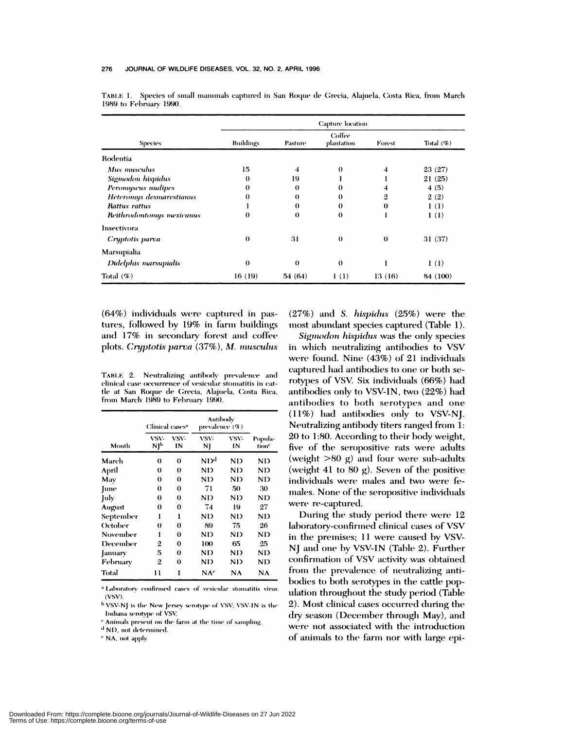TABLE 1. Species of small mammals captured in San Roque de Grecia, Alajuela, Costa Rica, from March 1989 to February 1990.

| Species | Capture location | | | | |
|---|---|---|---|---|---|
| | Buildings | Pasture | Coffee plantation | Forest | Total (%) |
| Rodentia | | | | | |
| *Mus musculus* | 15 | 4 | 0 | 4 | 23 (27) |
| *Sigmodon hispidus* | 0 | 19 | 1 | 1 | 21 (25) |
| *Peromyscus nudipes* | 0 | 0 | 0 | 4 | 4 (5) |
| *Heteromys desmarestianus* | 0 | 0 | 0 | 2 | 2 (2) |
| *Rattus rattus* | 1 | 0 | 0 | 0 | 1 (1) |
| *Reithrodontomys mexicanus* | 0 | 0 | 0 | 1 | 1 (1) |
| Insectivora | | | | | |
| *Cryptotis parva* | 0 | 31 | 0 | 0 | 31 (37) |
| Marsupialia | | | | | |
| *Didelphis marsupialis* | 0 | 0 | 0 | 1 | 1 (1) |
| Total (%) | 16 (19) | 54 (64) | 1 (1) | 13 (16) | 84 (100) |

(64%) individuals were captured in pastures, followed by 19% in farm buildings and 17% in secondary forest and coffee plots. *Cryptotis parva* (37%), *M. musculus* (27%) and *S. hispidus* (25%) were the most abundant species captured (Table 1).

TABLE 2. Neutralizing antibody prevalence and clinical case occurrence of vesicular stomatitis in cattle at San Roque de Grecia, Alajuela, Costa Rica, from March 1989 to February 1990.

| Month | Clinical cases[a] | | Antibody prevalence (%) | | |
|---|---|---|---|---|---|
| | VSV-NJ[b] | VSV-IN | VSV-NJ | VSV-IN | Population[c] |
| March | 0 | 0 | ND[d] | ND | ND |
| April | 0 | 0 | ND | ND | ND |
| May | 0 | 0 | ND | ND | ND |
| June | 0 | 0 | 71 | 50 | 30 |
| July | 0 | 0 | ND | ND | ND |
| August | 0 | 0 | 74 | 19 | 27 |
| September | 1 | 1 | ND | ND | ND |
| October | 0 | 0 | 89 | 75 | 26 |
| November | 1 | 0 | ND | ND | ND |
| December | 2 | 0 | 100 | 65 | 25 |
| January | 5 | 0 | ND | ND | ND |
| February | 2 | 0 | ND | ND | ND |
| Total | 11 | 1 | NA[e] | NA | NA |

[a] Laboratory confirmed cases of vesicular stomatitis virus (VSV).

[b] VSV-NJ is the New Jersey serotype of VSV; VSV-IN is the Indiana serotype of VSV.

[c] Animals present on the farm at the time of sampling.

[d] ND, not determined.

[e] NA, not apply.

*Sigmodon hispidus* was the only species in which neutralizing antibodies to VSV were found. Nine (43%) of 21 individuals captured had antibodies to one or both serotypes of VSV. Six individuals (66%) had antibodies only to VSV-IN, two (22%) had antibodies to both serotypes and one (11%) had antibodies only to VSV-NJ. Neutralizing antibody titers ranged from 1:20 to 1:80. According to their body weight, five of the seropositive rats were adults (weight >80 g) and four were sub-adults (weight 41 to 80 g). Seven of the positive individuals were males and two were females. None of the seropositive individuals were re-captured.

During the study period there were 12 laboratory-confirmed clinical cases of VSV in the premises; 11 were caused by VSV-NJ and one by VSV-IN (Table 2). Further confirmation of VSV activity was obtained from the prevalence of neutralizing antibodies to both serotypes in the cattle population throughout the study period (Table 2). Most clinical cases occurred during the dry season (December through May), and were not associated with the introduction of animals to the farm nor with large epi-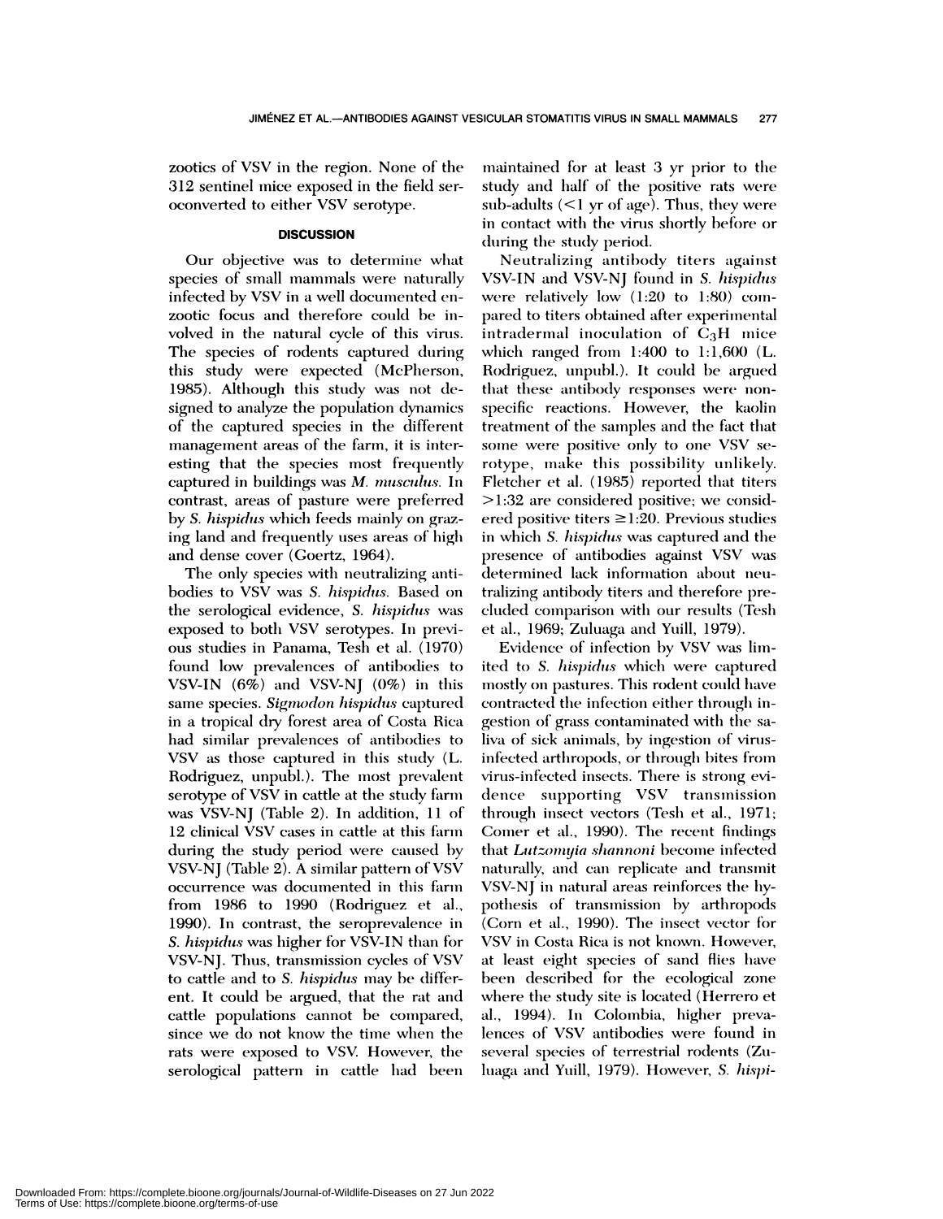zootics of VSV in the region. None of the 312 sentinel mice exposed in the field seroconverted to either VSV serotype.

## DISCUSSION

Our objective was to determine what species of small mammals were naturally infected by VSV in a well documented enzootic focus and therefore could be involved in the natural cycle of this virus. The species of rodents captured during this study were expected (McPherson, 1985). Although this study was not designed to analyze the population dynamics of the captured species in the different management areas of the farm, it is interesting that the species most frequently captured in buildings was *M. musculus.* In contrast, areas of pasture were preferred by *S. hispidus* which feeds mainly on grazing land and frequently uses areas of high and dense cover (Goertz, 1964).

The only species with neutralizing antibodies to VSV was *S. hispidus.* Based on the serological evidence, *S. hispidus* was exposed to both VSV serotypes. In previous studies in Panama, Tesh et al. (1970) found low prevalences of antibodies to VSV-IN (6%) and VSV-NJ (0%) in this same species. *Sigmodon hispidus* captured in a tropical dry forest area of Costa Rica had similar prevalences of antibodies to VSV as those captured in this study (L. Rodriguez, unpubl.). The most prevalent serotype of VSV in cattle at the study farm was VSV-NJ (Table 2). In addition, 11 of 12 clinical VSV cases in cattle at this farm during the study period were caused by VSV-NJ (Table 2). A similar pattern of VSV occurrence was documented in this farm from 1986 to 1990 (Rodriguez et al., 1990). In contrast, the seroprevalence in *S. hispidus* was higher for VSV-IN than for VSV-NJ. Thus, transmission cycles of VSV to cattle and to *S. hispidus* may be different. It could be argued, that the rat and cattle populations cannot be compared, since we do not know the time when the rats were exposed to VSV. However, the serological pattern in cattle had been maintained for at least 3 yr prior to the study and half of the positive rats were sub-adults (<1 yr of age). Thus, they were in contact with the virus shortly before or during the study period.

Neutralizing antibody titers against VSV-IN and VSV-NJ found in *S. hispidus* were relatively low (1:20 to 1:80) compared to titers obtained after experimental intradermal inoculation of $C_3H$ mice which ranged from 1:400 to 1:1,600 (L. Rodriguez, unpubl.). It could be argued that these antibody responses were nonspecific reactions. However, the kaolin treatment of the samples and the fact that some were positive only to one VSV serotype, make this possibility unlikely. Fletcher et al. (1985) reported that titers >1:32 are considered positive; we considered positive titers ≥1:20. Previous studies in which *S. hispidus* was captured and the presence of antibodies against VSV was determined lack information about neutralizing antibody titers and therefore precluded comparison with our results (Tesh et al., 1969; Zuluaga and Yuill, 1979).

Evidence of infection by VSV was limited to *S. hispidus* which were captured mostly on pastures. This rodent could have contracted the infection either through ingestion of grass contaminated with the saliva of sick animals, by ingestion of virus-infected arthropods, or through bites from virus-infected insects. There is strong evidence supporting VSV transmission through insect vectors (Tesh et al., 1971; Comer et al., 1990). The recent findings that *Lutzomyia shannoni* become infected naturally, and can replicate and transmit VSV-NJ in natural areas reinforces the hypothesis of transmission by arthropods (Corn et al., 1990). The insect vector for VSV in Costa Rica is not known. However, at least eight species of sand flies have been described for the ecological zone where the study site is located (Herrero et al., 1994). In Colombia, higher prevalences of VSV antibodies were found in several species of terrestrial rodents (Zuluaga and Yuill, 1979). However, *S. hispi-*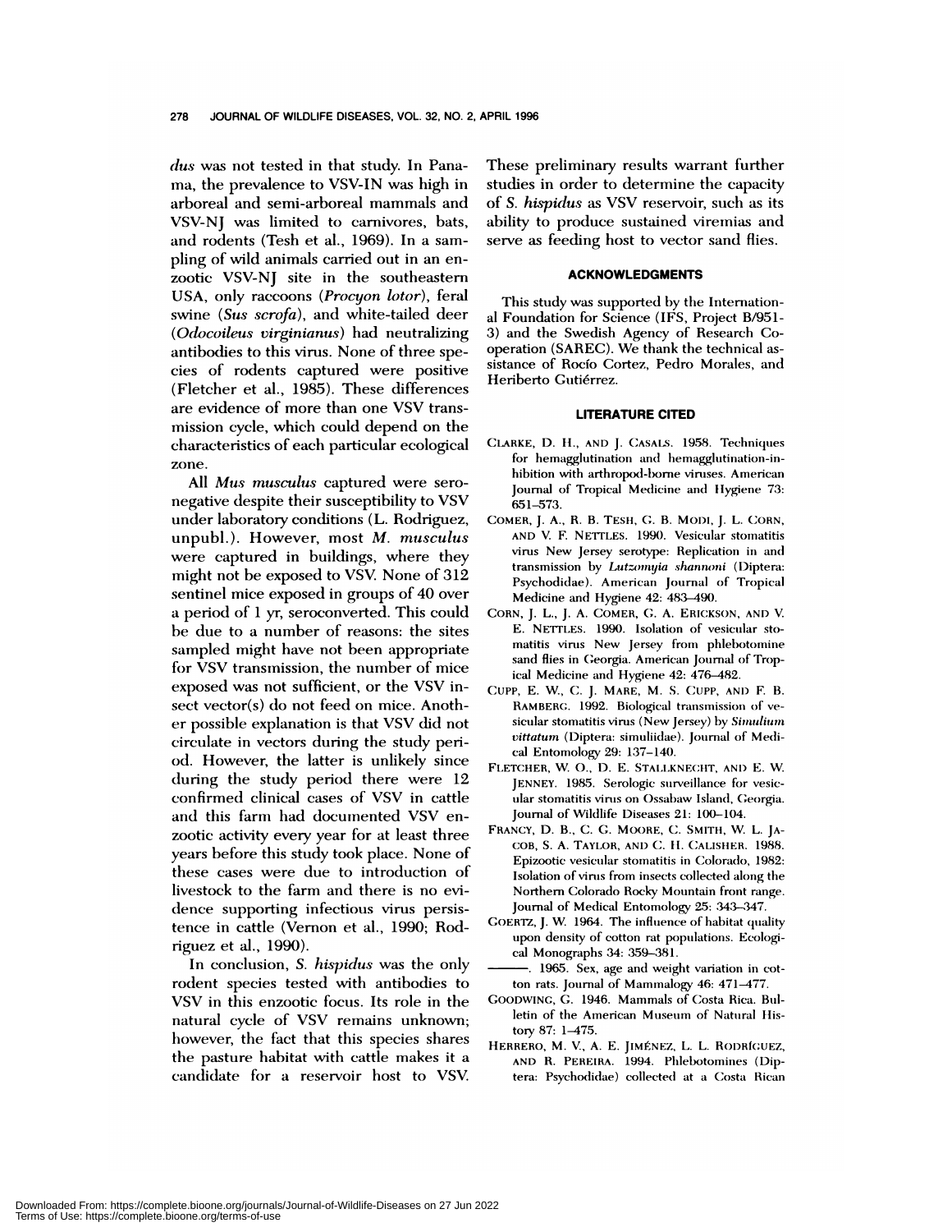*dus* was not tested in that study. In Panama, the prevalence to VSV-IN was high in arboreal and semi-arboreal mammals and VSV-NJ was limited to carnivores, bats, and rodents (Tesh et al., 1969). In a sampling of wild animals carried out in an enzootic VSV-NJ site in the southeastern USA, only raccoons (*Procyon lotor*), feral swine (*Sus scrofa*), and white-tailed deer (*Odocoileus virginianus*) had neutralizing antibodies to this virus. None of three species of rodents captured were positive (Fletcher et al., 1985). These differences are evidence of more than one VSV transmission cycle, which could depend on the characteristics of each particular ecological zone.

All *Mus musculus* captured were seronegative despite their susceptibility to VSV under laboratory conditions (L. Rodriguez, unpubl.). However, most *M. musculus* were captured in buildings, where they might not be exposed to VSV. None of 312 sentinel mice exposed in groups of 40 over a period of 1 yr, seroconverted. This could be due to a number of reasons: the sites sampled might have not been appropriate for VSV transmission, the number of mice exposed was not sufficient, or the VSV insect vector(s) do not feed on mice. Another possible explanation is that VSV did not circulate in vectors during the study period. However, the latter is unlikely since during the study period there were 12 confirmed clinical cases of VSV in cattle and this farm had documented VSV enzootic activity every year for at least three years before this study took place. None of these cases were due to introduction of livestock to the farm and there is no evidence supporting infectious virus persistence in cattle (Vernon et al., 1990; Rodriguez et al., 1990).

In conclusion, *S. hispidus* was the only rodent species tested with antibodies to VSV in this enzootic focus. Its role in the natural cycle of VSV remains unknown; however, the fact that this species shares the pasture habitat with cattle makes it a candidate for a reservoir host to VSV. These preliminary results warrant further studies in order to determine the capacity of *S. hispidus* as VSV reservoir, such as its ability to produce sustained viremias and serve as feeding host to vector sand flies.

## ACKNOWLEDGMENTS

This study was supported by the International Foundation for Science (IFS, Project B/951-3) and the Swedish Agency of Research Cooperation (SAREC). We thank the technical assistance of Rocío Cortez, Pedro Morales, and Heriberto Gutiérrez.

## LITERATURE CITED

CLARKE, D. H., AND J. CASALS. 1958. Techniques for hemagglutination and hemagglutination-inhibition with arthropod-borne viruses. American Journal of Tropical Medicine and Hygiene 73: 651–573.

COMER, J. A., R. B. TESH, G. B. MODI, J. L. CORN, AND V. F. NETTLES. 1990. Vesicular stomatitis virus New Jersey serotype: Replication in and transmission by *Lutzomyia shannoni* (Diptera: Psychodidae). American Journal of Tropical Medicine and Hygiene 42: 483–490.

CORN, J. L., J. A. COMER, G. A. ERICKSON, AND V. E. NETTLES. 1990. Isolation of vesicular stomatitis virus New Jersey from phlebotomine sand flies in Georgia. American Journal of Tropical Medicine and Hygiene 42: 476–482.

CUPP, E. W., C. J. MARE, M. S. CUPP, AND F. B. RAMBERG. 1992. Biological transmission of vesicular stomatitis virus (New Jersey) by *Simulium vittatum* (Diptera: simuliidae). Journal of Medical Entomology 29: 137–140.

FLETCHER, W. O., D. E. STALLKNECHT, AND E. W. JENNEY. 1985. Serologic surveillance for vesicular stomatitis virus on Ossabaw Island, Georgia. Journal of Wildlife Diseases 21: 100–104.

FRANCY, D. B., C. G. MOORE, C. SMITH, W. L. JACOB, S. A. TAYLOR, AND C. H. CALISHER. 1988. Epizootic vesicular stomatitis in Colorado, 1982: Isolation of virus from insects collected along the Northern Colorado Rocky Mountain front range. Journal of Medical Entomology 25: 343–347.

GOERTZ, J. W. 1964. The influence of habitat quality upon density of cotton rat populations. Ecological Monographs 34: 359–381.

———. 1965. Sex, age and weight variation in cotton rats. Journal of Mammalogy 46: 471–477.

GOODWING, G. 1946. Mammals of Costa Rica. Bulletin of the American Museum of Natural History 87: 1–475.

HERRERO, M. V., A. E. JIMÉNEZ, L. L. RODRÍGUEZ, AND R. PEREIRA. 1994. Phlebotomines (Diptera: Psychodidae) collected at a Costa Rican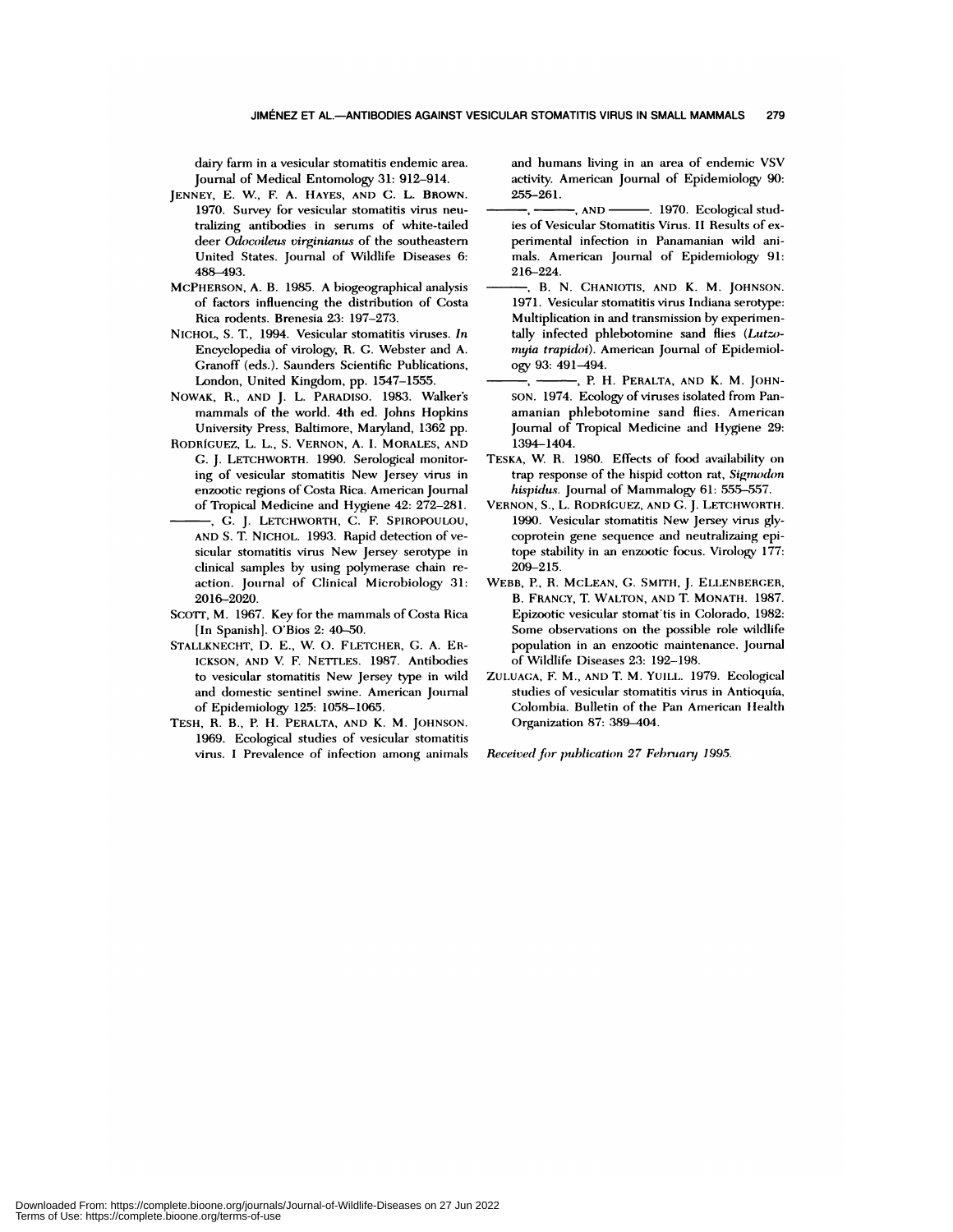dairy farm in a vesicular stomatitis endemic area. Journal of Medical Entomology 31: 912–914.

JENNEY, E. W., F. A. HAYES, AND C. L. BROWN. 1970. Survey for vesicular stomatitis virus neutralizing antibodies in serums of white-tailed deer *Odocoileus virginianus* of the southeastern United States. Journal of Wildlife Diseases 6: 488–493.

MCPHERSON, A. B. 1985. A biogeographical analysis of factors influencing the distribution of Costa Rica rodents. Brenesia 23: 197–273.

NICHOL, S. T., 1994. Vesicular stomatitis viruses. *In* Encyclopedia of virology, R. G. Webster and A. Granoff (eds.). Saunders Scientific Publications, London, United Kingdom, pp. 1547–1555.

NOWAK, R., AND J. L. PARADISO. 1983. Walker's mammals of the world. 4th ed. Johns Hopkins University Press, Baltimore, Maryland, 1362 pp.

RODRÍGUEZ, L. L., S. VERNON, A. I. MORALES, AND G. J. LETCHWORTH. 1990. Serological monitoring of vesicular stomatitis New Jersey virus in enzootic regions of Costa Rica. American Journal of Tropical Medicine and Hygiene 42: 272–281.

———, G. J. LETCHWORTH, C. F. SPIROPOULOU, AND S. T. NICHOL. 1993. Rapid detection of vesicular stomatitis virus New Jersey serotype in clinical samples by using polymerase chain reaction. Journal of Clinical Microbiology 31: 2016–2020.

SCOTT, M. 1967. Key for the mammals of Costa Rica [In Spanish]. O'Bios 2: 40–50.

STALLKNECHT, D. E., W. O. FLETCHER, G. A. ERICKSON, AND V. F. NETTLES. 1987. Antibodies to vesicular stomatitis New Jersey type in wild and domestic sentinel swine. American Journal of Epidemiology 125: 1058–1065.

TESH, R. B., P. H. PERALTA, AND K. M. JOHNSON. 1969. Ecological studies of vesicular stomatitis virus. I Prevalence of infection among animals and humans living in an area of endemic VSV activity. American Journal of Epidemiology 90: 255–261.

———, ———, AND ———. 1970. Ecological studies of Vesicular Stomatitis Virus. II Results of experimental infection in Panamanian wild animals. American Journal of Epidemiology 91: 216–224.

———, B. N. CHANIOTIS, AND K. M. JOHNSON. 1971. Vesicular stomatitis virus Indiana serotype: Multiplication in and transmission by experimentally infected phlebotomine sand flies (*Lutzomyia trapidoi*). American Journal of Epidemiology 93: 491–494.

———, ———, P. H. PERALTA, AND K. M. JOHNSON. 1974. Ecology of viruses isolated from Panamanian phlebotomine sand flies. American Journal of Tropical Medicine and Hygiene 29: 1394–1404.

TESKA, W. R. 1980. Effects of food availability on trap response of the hispid cotton rat, *Sigmodon hispidus*. Journal of Mammalogy 61: 555–557.

VERNON, S., L. RODRÍGUEZ, AND G. J. LETCHWORTH. 1990. Vesicular stomatitis New Jersey virus glycoprotein gene sequence and neutralizaing epitope stability in an enzootic focus. Virology 177: 209–215.

WEBB, P., R. MCLEAN, G. SMITH, J. ELLENBERGER, B. FRANCY, T. WALTON, AND T. MONATH. 1987. Epizootic vesicular stomat'tis in Colorado, 1982: Some observations on the possible role wildlife population in an enzootic maintenance. Journal of Wildlife Diseases 23: 192–198.

ZULUAGA, F. M., AND T. M. YUILL. 1979. Ecological studies of vesicular stomatitis virus in Antioquía, Colombia. Bulletin of the Pan American Health Organization 87: 389–404.

*Received for publication 27 February 1995.*